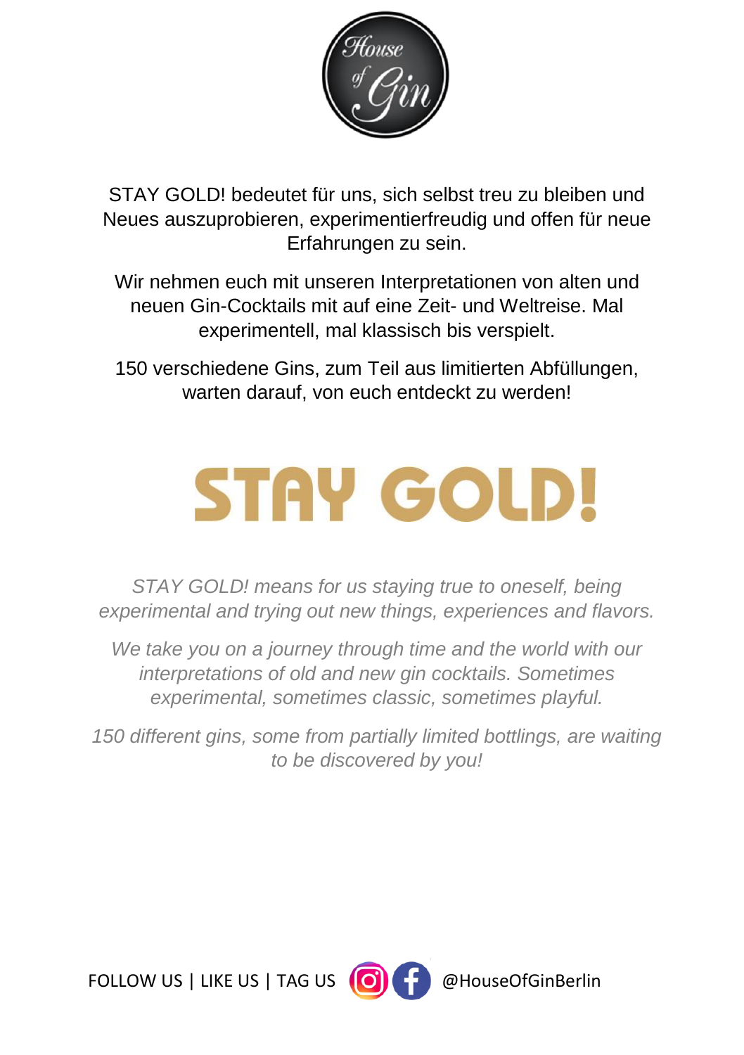House of Gin

STAY GOLD! bedeutet für uns, sich selbst treu zu bleiben und Neues auszuprobieren, experimentierfreudig und offen für neue Erfahrungen zu sein.

Wir nehmen euch mit unseren Interpretationen von alten und neuen Gin-Cocktails mit auf eine Zeit- und Weltreise. Mal experimentell, mal klassisch bis verspielt.

150 verschiedene Gins, zum Teil aus limitierten Abfüllungen, warten darauf, von euch entdeckt zu werden!

# STAY GOLD!

*STAY GOLD! means for us staying true to oneself, being experimental and trying out new things, experiences and flavors.*

*We take you on a journey through time and the world with our interpretations of old and new gin cocktails. Sometimes experimental, sometimes classic, sometimes playful.*

*150 different gins, some from partially limited bottlings, are waiting to be discovered by you!*

FOLLOW US | LIKE US | TAG US @HouseOfGinBerlin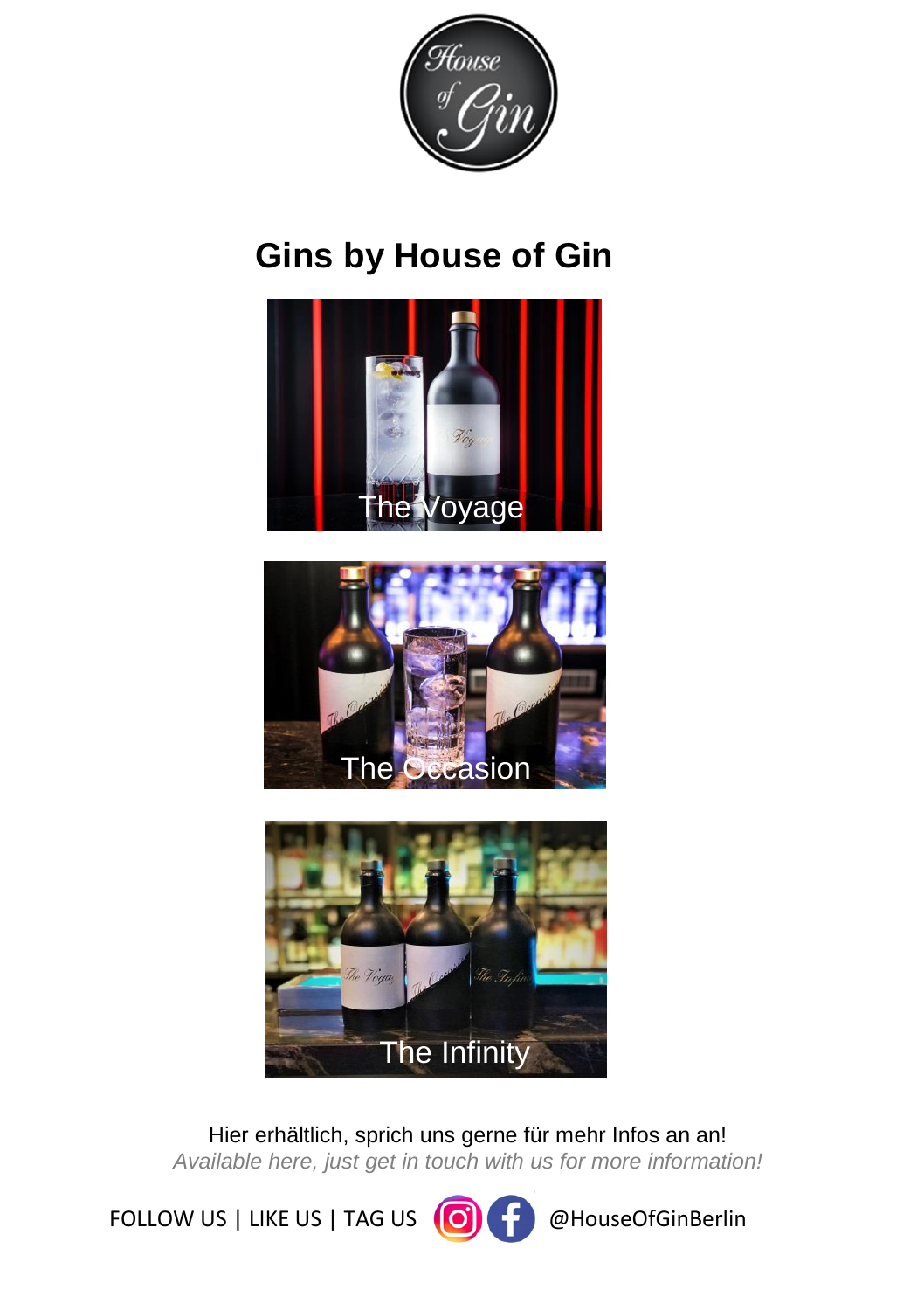# Gins by House of Gin

The Voyage

The Occasion

The Infinity

Hier erhältlich, sprich uns gerne für mehr Infos an an!

*Available here, just get in touch with us for more information!*

FOLLOW US | LIKE US | TAG US @HouseOfGinBerlin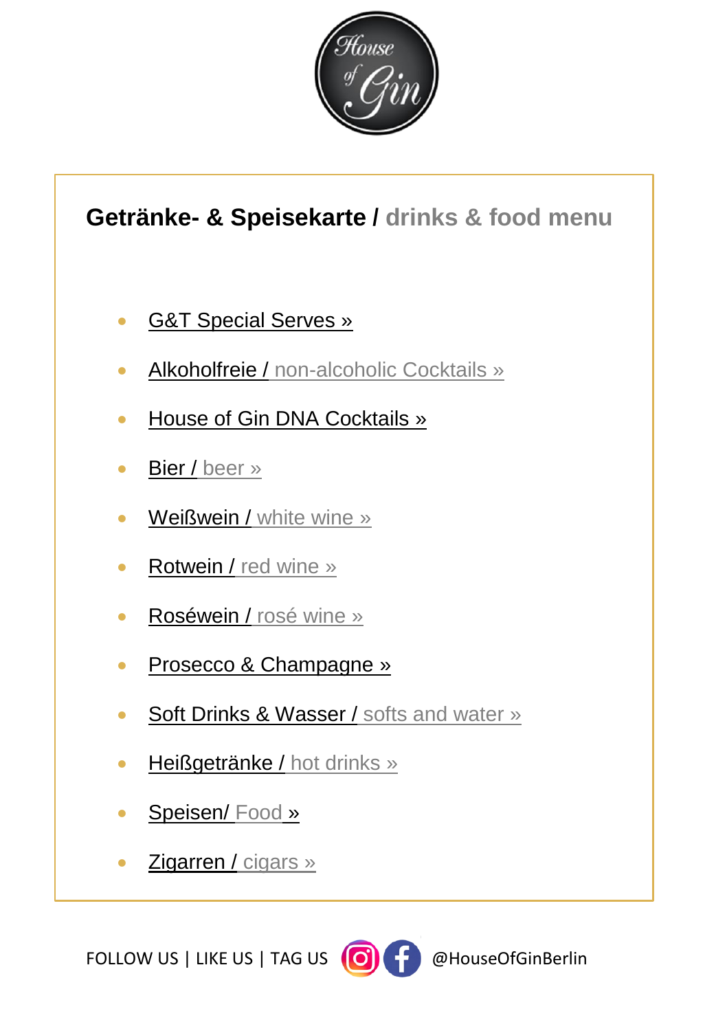House of Gin

## Getränke- & Speisekarte / drinks & food menu

- G&T Special Serves »
- Alkoholfreie / non-alcoholic Cocktails »
- House of Gin DNA Cocktails »
- Bier / beer »
- Weißwein / white wine »
- Rotwein / red wine »
- Roséwein / rosé wine »
- Prosecco & Champagne »
- Soft Drinks & Wasser / softs and water »
- Heißgetränke / hot drinks »
- Speisen/ Food »
- Zigarren / cigars »

FOLLOW US | LIKE US | TAG US @HouseOfGinBerlin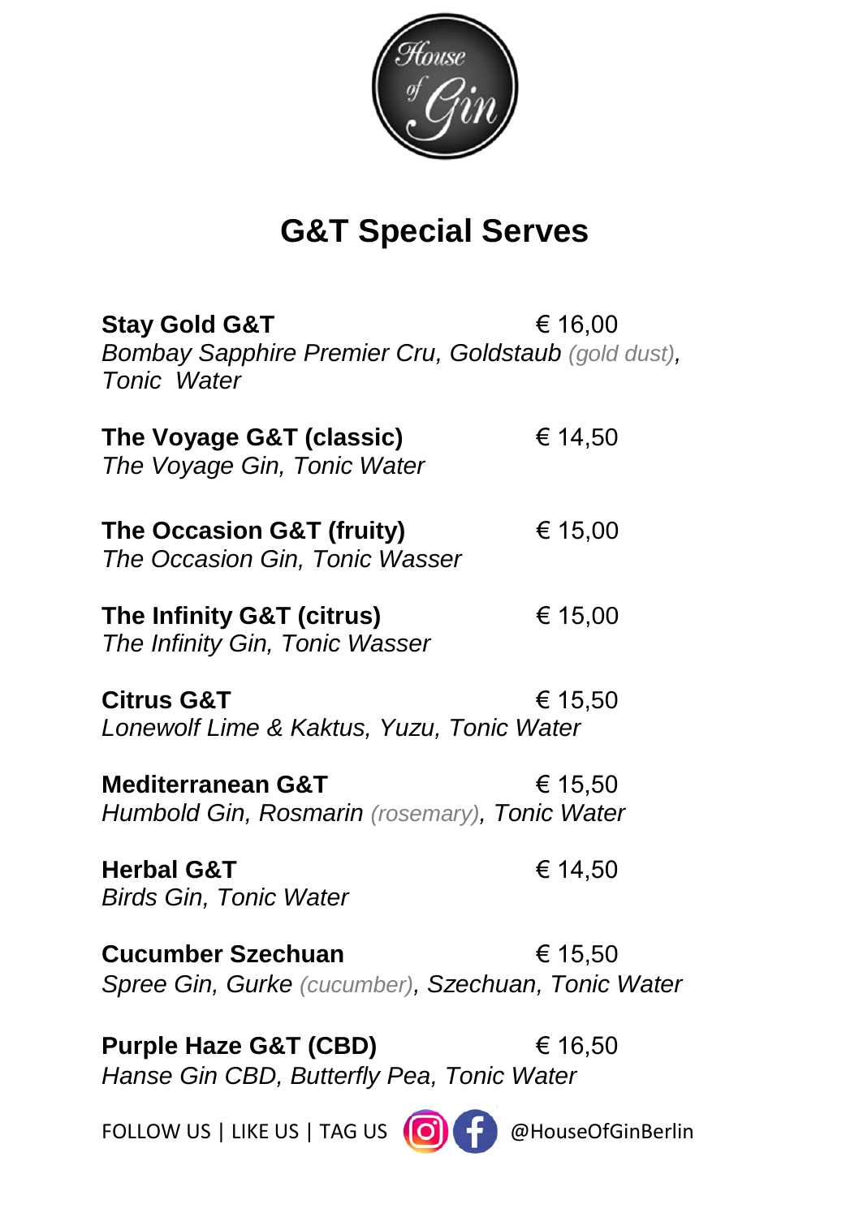House of Gin

# G&T Special Serves

**Stay Gold G&T** € 16,00
*Bombay Sapphire Premier Cru, Goldstaub (gold dust), Tonic  Water*

**The Voyage G&T (classic)** € 14,50
*The Voyage Gin, Tonic Water*

**The Occasion G&T (fruity)** € 15,00
*The Occasion Gin, Tonic Wasser*

**The Infinity G&T (citrus)** € 15,00
*The Infinity Gin, Tonic Wasser*

**Citrus G&T** € 15,50
*Lonewolf Lime & Kaktus, Yuzu, Tonic Water*

**Mediterranean G&T** € 15,50
*Humbold Gin, Rosmarin (rosemary), Tonic Water*

**Herbal G&T** € 14,50
*Birds Gin, Tonic Water*

**Cucumber Szechuan** € 15,50
*Spree Gin, Gurke (cucumber), Szechuan, Tonic Water*

**Purple Haze G&T (CBD)** € 16,50
*Hanse Gin CBD, Butterfly Pea, Tonic Water*

FOLLOW US | LIKE US | TAG US @HouseOfGinBerlin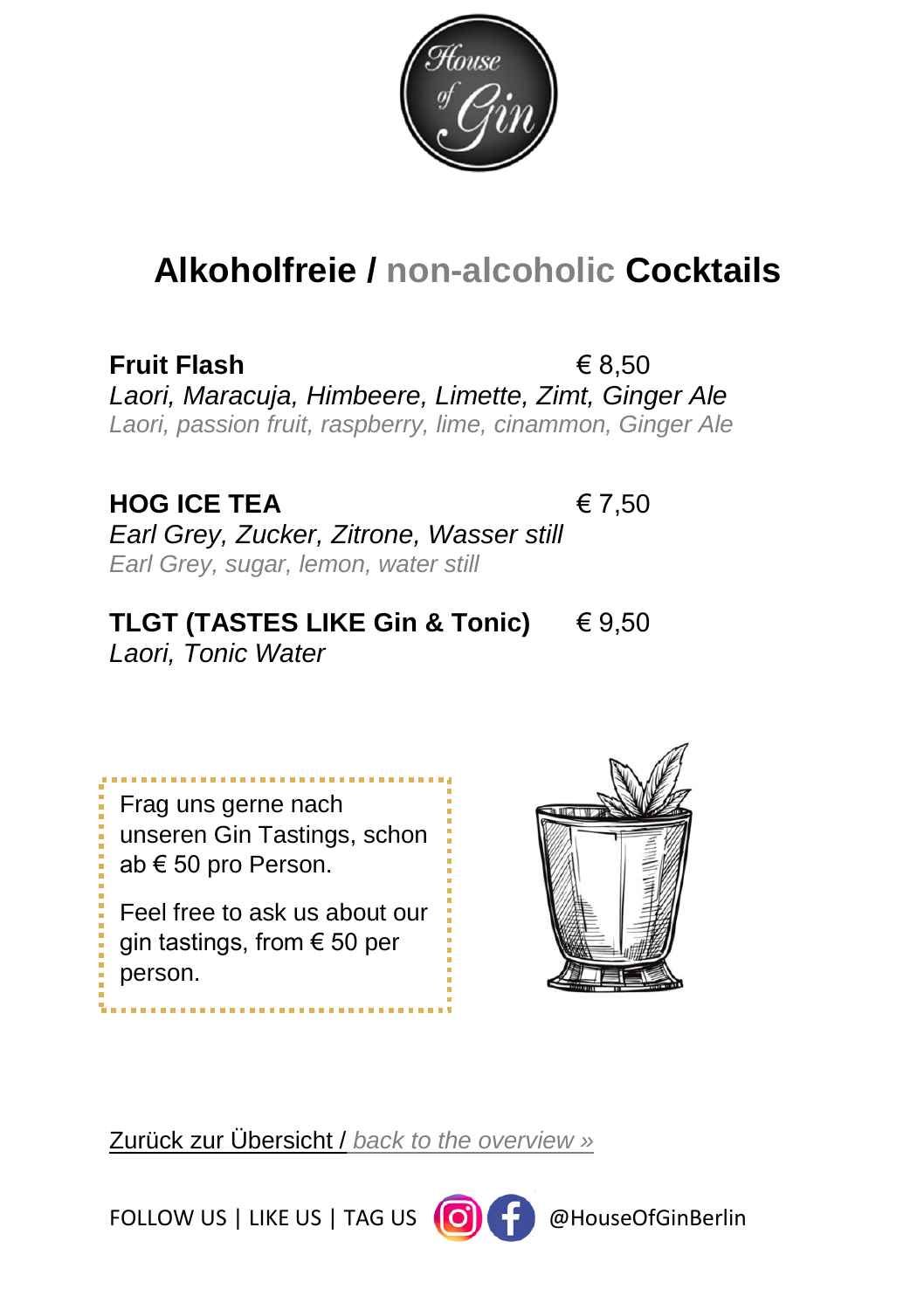# Alkoholfreie / non-alcoholic Cocktails

**Fruit Flash** € 8,50
*Laori, Maracuja, Himbeere, Limette, Zimt, Ginger Ale*
*Laori, passion fruit, raspberry, lime, cinammon, Ginger Ale*

**HOG ICE TEA** € 7,50
*Earl Grey, Zucker, Zitrone, Wasser still*
*Earl Grey, sugar, lemon, water still*

**TLGT (TASTES LIKE Gin & Tonic)** € 9,50
*Laori, Tonic Water*

Frag uns gerne nach unseren Gin Tastings, schon ab € 50 pro Person.

Feel free to ask us about our gin tastings, from € 50 per person.

Zurück zur Übersicht / *back to the overview »*

FOLLOW US | LIKE US | TAG US @HouseOfGinBerlin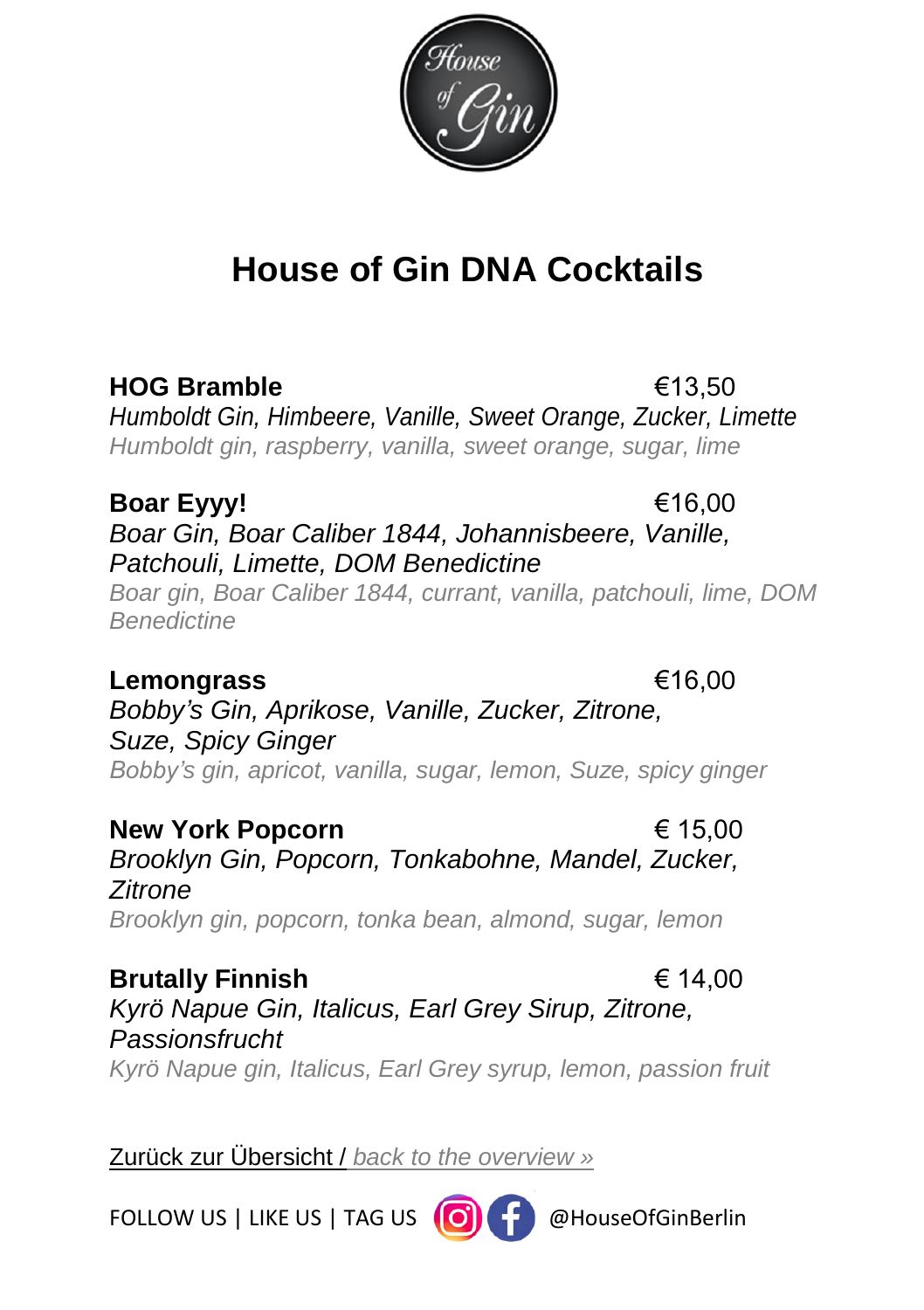# House of Gin DNA Cocktails

**HOG Bramble** €13,50
*Humboldt Gin, Himbeere, Vanille, Sweet Orange, Zucker, Limette*
*Humboldt gin, raspberry, vanilla, sweet orange, sugar, lime*

**Boar Eyyy!** €16,00
*Boar Gin, Boar Caliber 1844, Johannisbeere, Vanille, Patchouli, Limette, DOM Benedictine*
*Boar gin, Boar Caliber 1844, currant, vanilla, patchouli, lime, DOM Benedictine*

**Lemongrass** €16,00
*Bobby's Gin, Aprikose, Vanille, Zucker, Zitrone, Suze, Spicy Ginger*
*Bobby's gin, apricot, vanilla, sugar, lemon, Suze, spicy ginger*

**New York Popcorn** € 15,00
*Brooklyn Gin, Popcorn, Tonkabohne, Mandel, Zucker, Zitrone*
*Brooklyn gin, popcorn, tonka bean, almond, sugar, lemon*

**Brutally Finnish** € 14,00
*Kyrö Napue Gin, Italicus, Earl Grey Sirup, Zitrone, Passionsfrucht*
*Kyrö Napue gin, Italicus, Earl Grey syrup, lemon, passion fruit*

Zurück zur Übersicht / *back to the overview »*

FOLLOW US | LIKE US | TAG US @HouseOfGinBerlin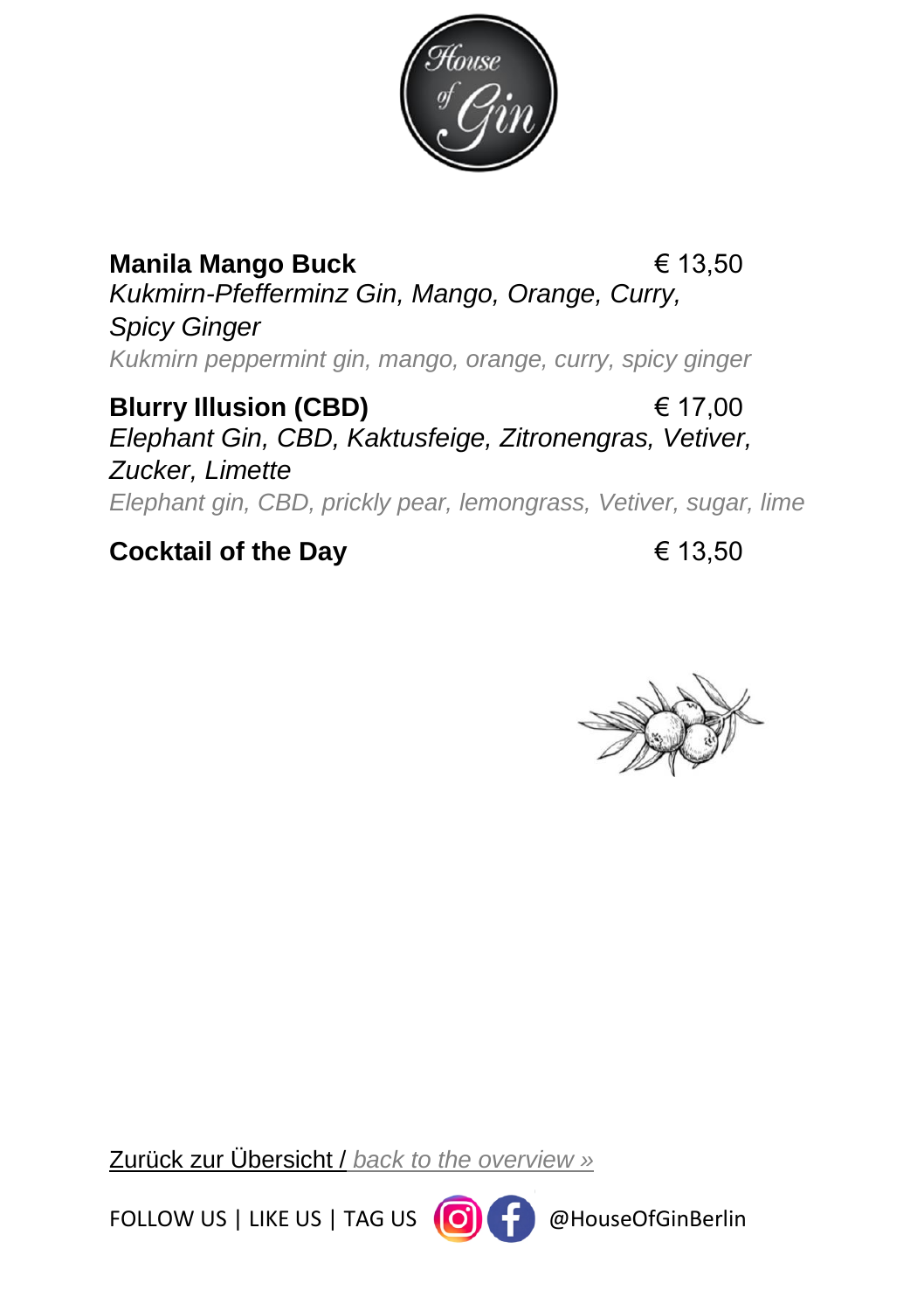**Manila Mango Buck** € 13,50

*Kukmirn-Pfefferminz Gin, Mango, Orange, Curry, Spicy Ginger*

*Kukmirn peppermint gin, mango, orange, curry, spicy ginger*

**Blurry Illusion (CBD)** € 17,00

*Elephant Gin, CBD, Kaktusfeige, Zitronengras, Vetiver, Zucker, Limette*

*Elephant gin, CBD, prickly pear, lemongrass, Vetiver, sugar, lime*

**Cocktail of the Day** € 13,50

Zurück zur Übersicht / *back to the overview »*

FOLLOW US | LIKE US | TAG US @HouseOfGinBerlin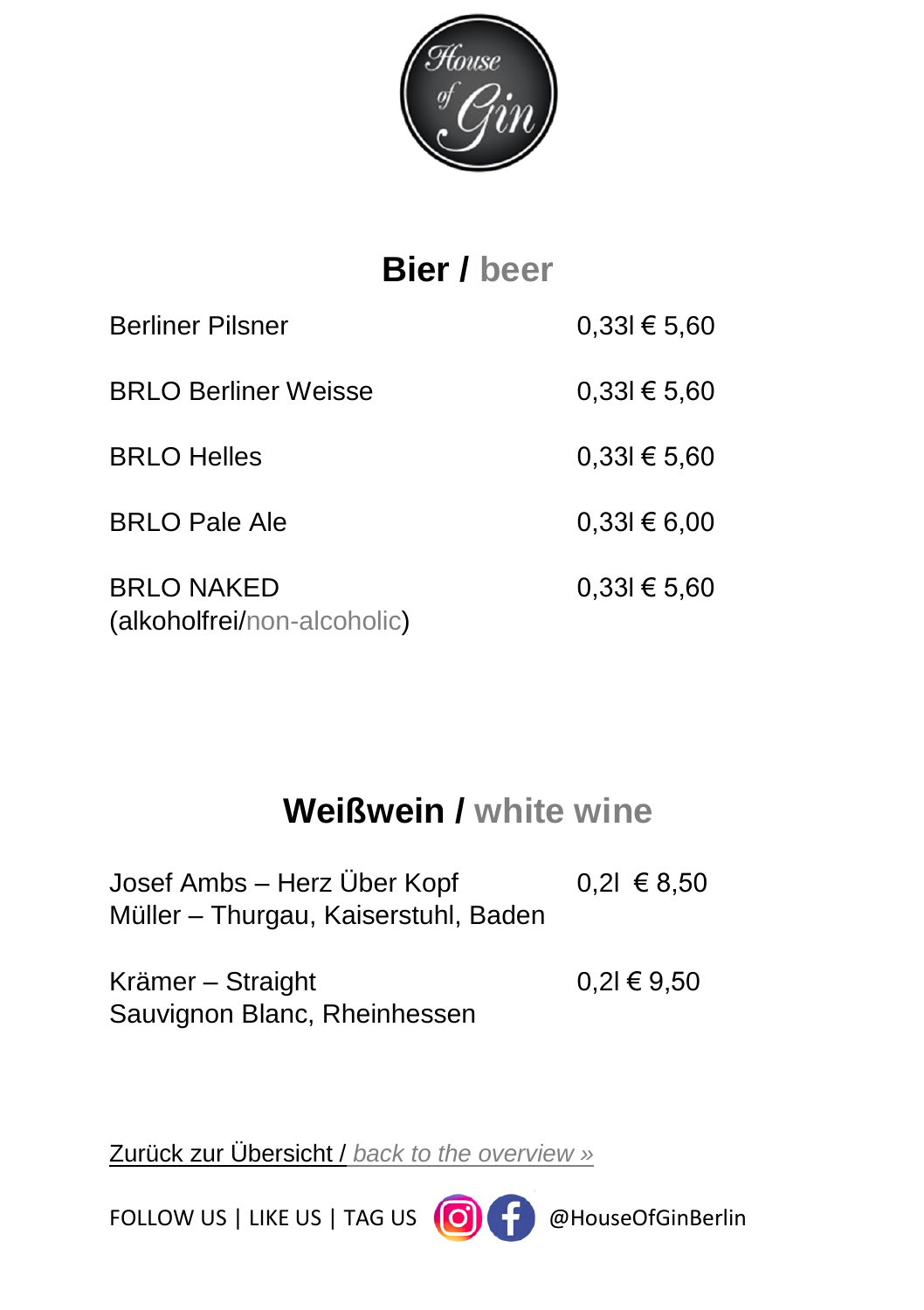House of Gin

## Bier / beer

| | |
|---|---|
| Berliner Pilsner | 0,33l € 5,60 |
| BRLO Berliner Weisse | 0,33l € 5,60 |
| BRLO Helles | 0,33l € 5,60 |
| BRLO Pale Ale | 0,33l € 6,00 |
| BRLO NAKED (alkoholfrei/non-alcoholic) | 0,33l € 5,60 |

## Weißwein / white wine

| | |
|---|---|
| Josef Ambs – Herz Über Kopf<br>Müller – Thurgau, Kaiserstuhl, Baden | 0,2l € 8,50 |
| Krämer – Straight<br>Sauvignon Blanc, Rheinhessen | 0,2l € 9,50 |

Zurück zur Übersicht / *back to the overview »*

FOLLOW US | LIKE US | TAG US @HouseOfGinBerlin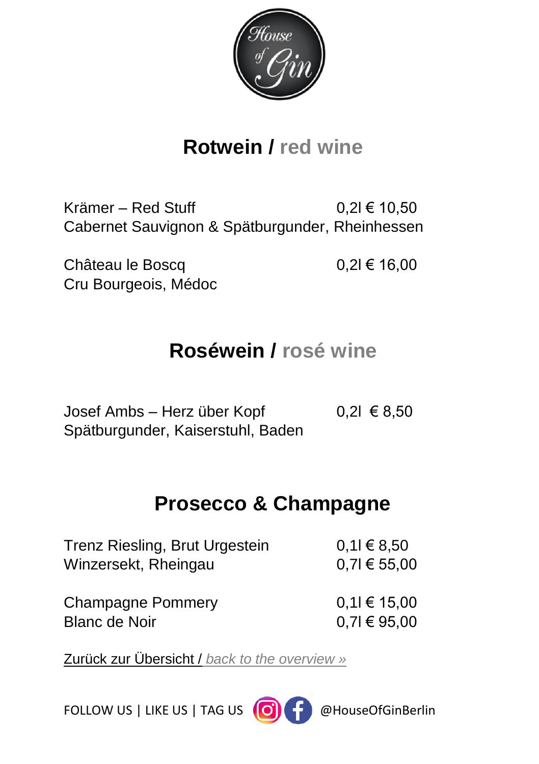House of Gin

## Rotwein / red wine

Krämer – Red Stuff 0,2l € 10,50
Cabernet Sauvignon & Spätburgunder, Rheinhessen

Château le Boscq 0,2l € 16,00
Cru Bourgeois, Médoc

## Roséwein / rosé wine

Josef Ambs – Herz über Kopf 0,2l € 8,50
Spätburgunder, Kaiserstuhl, Baden

## Prosecco & Champagne

Trenz Riesling, Brut Urgestein 0,1l € 8,50
Winzersekt, Rheingau 0,7l € 55,00

Champagne Pommery 0,1l € 15,00
Blanc de Noir 0,7l € 95,00

Zurück zur Übersicht / *back to the overview »*

FOLLOW US | LIKE US | TAG US @HouseOfGinBerlin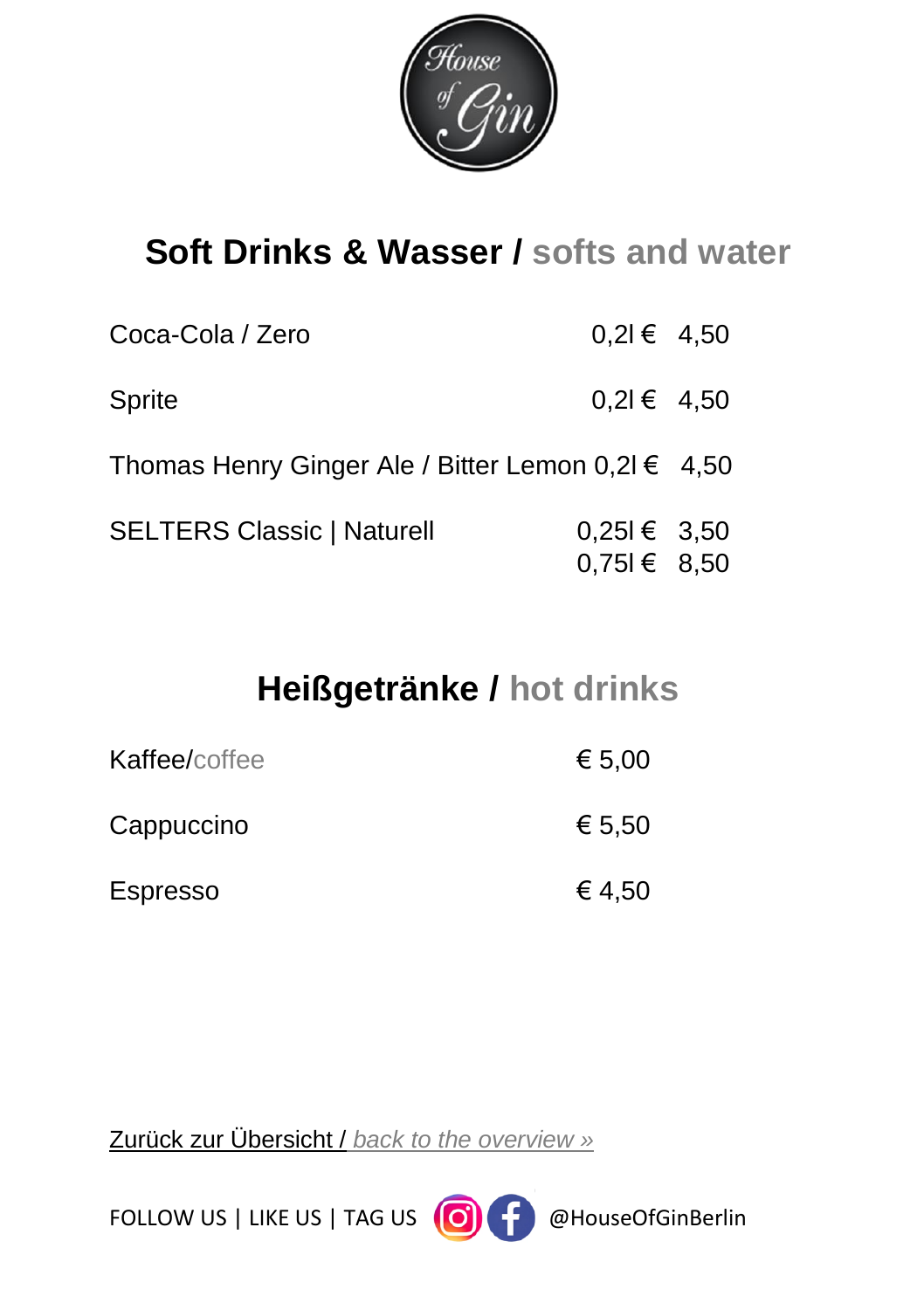House of Gin

## Soft Drinks & Wasser / softs and water

| | | |
|---|---|---|
| Coca-Cola / Zero | 0,2l € | 4,50 |
| Sprite | 0,2l € | 4,50 |
| Thomas Henry Ginger Ale / Bitter Lemon | 0,2l € | 4,50 |
| SELTERS Classic \| Naturell | 0,25l € | 3,50 |
| | 0,75l € | 8,50 |

## Heißgetränke / hot drinks

| | |
|---|---|
| Kaffee/coffee | € 5,00 |
| Cappuccino | € 5,50 |
| Espresso | € 4,50 |

Zurück zur Übersicht / *back to the overview »*

FOLLOW US | LIKE US | TAG US @HouseOfGinBerlin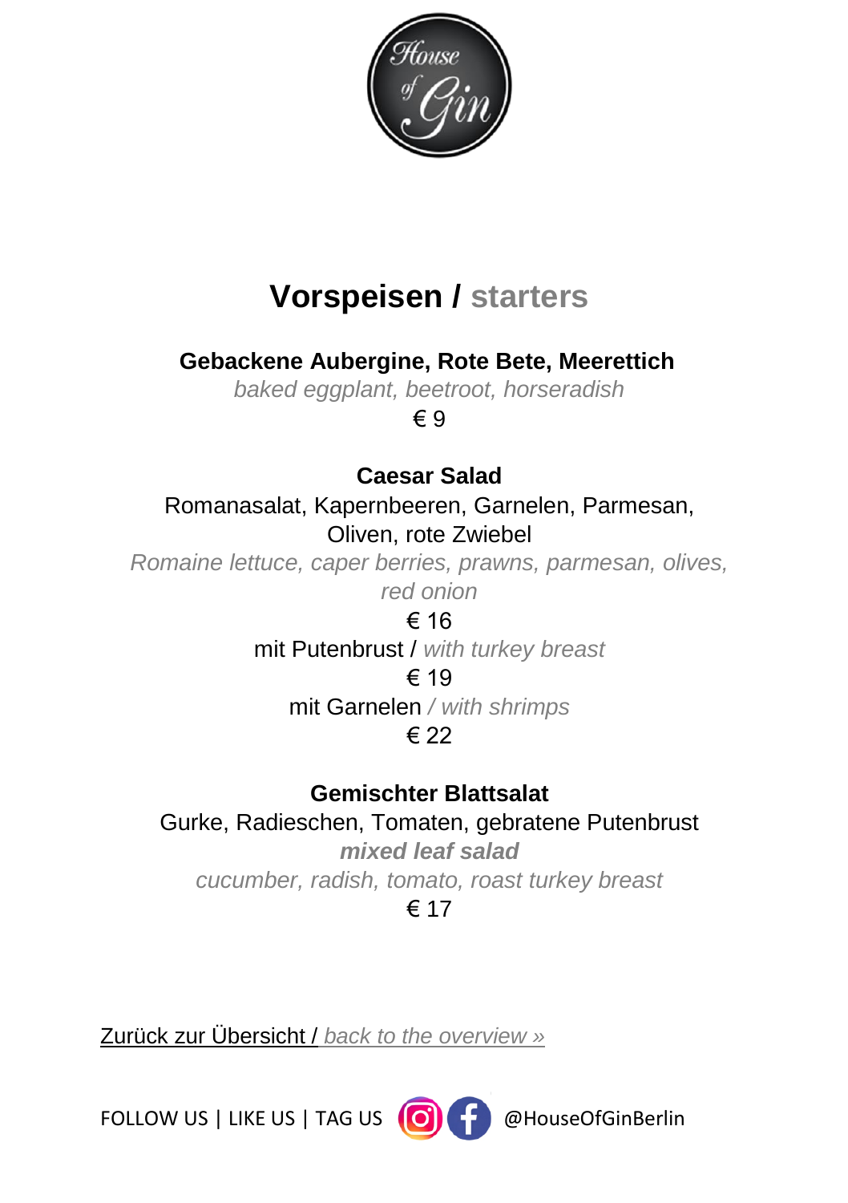# Vorspeisen / starters

**Gebackene Aubergine, Rote Bete, Meerettich**

*baked eggplant, beetroot, horseradish*

€ 9

**Caesar Salad**

Romanasalat, Kapernbeeren, Garnelen, Parmesan, Oliven, rote Zwiebel

*Romaine lettuce, caper berries, prawns, parmesan, olives, red onion*

€ 16

mit Putenbrust / *with turkey breast*

€ 19

mit Garnelen */ with shrimps*

€ 22

**Gemischter Blattsalat**

Gurke, Radieschen, Tomaten, gebratene Putenbrust

***mixed leaf salad***

*cucumber, radish, tomato, roast turkey breast*

€ 17

Zurück zur Übersicht / *back to the overview »*

FOLLOW US | LIKE US | TAG US @HouseOfGinBerlin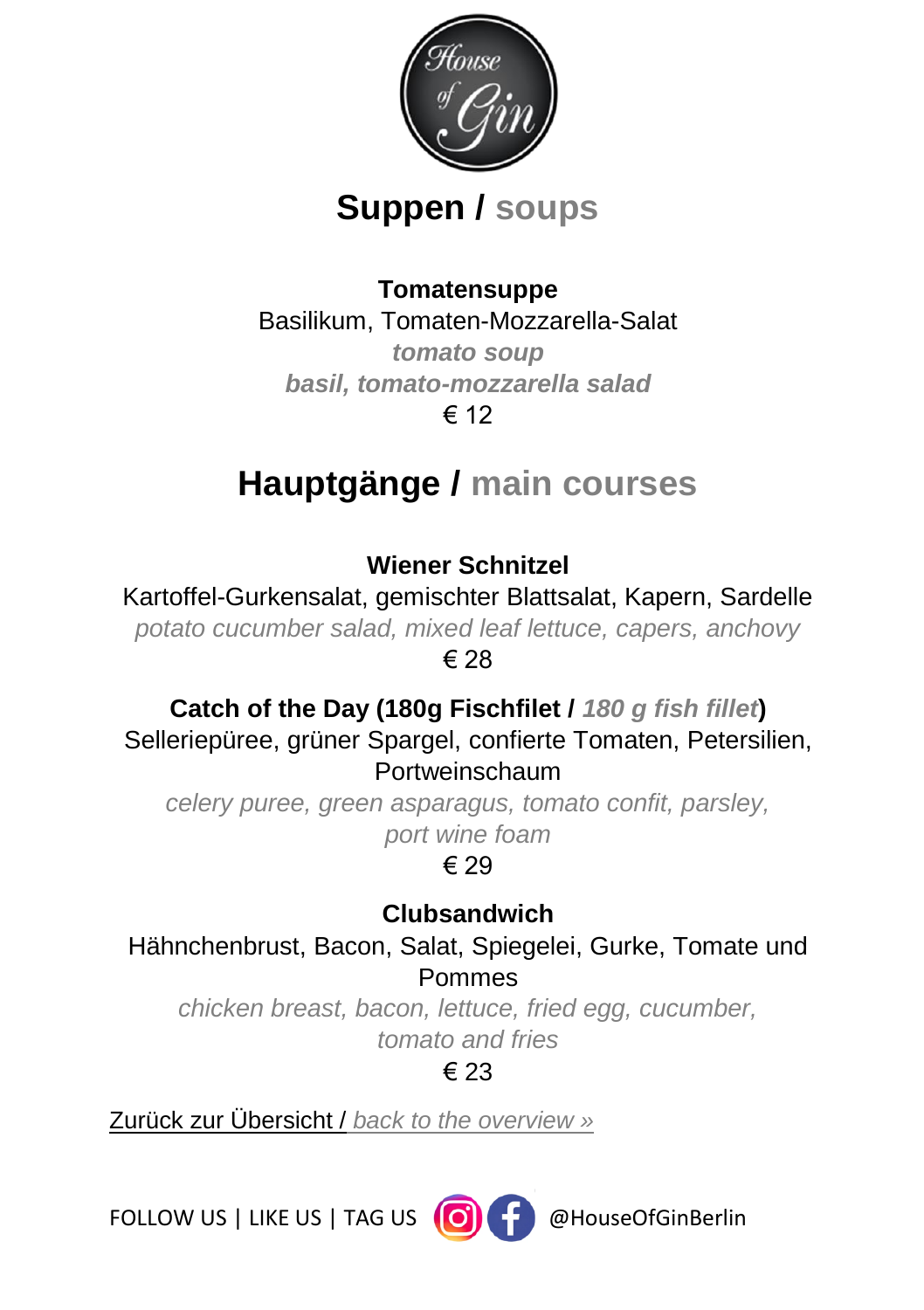House of Gin

## Suppen / soups

**Tomatensuppe**
Basilikum, Tomaten-Mozzarella-Salat
***tomato soup***
***basil, tomato-mozzarella salad***
€ 12

## Hauptgänge / main courses

**Wiener Schnitzel**
Kartoffel-Gurkensalat, gemischter Blattsalat, Kapern, Sardelle
*potato cucumber salad, mixed leaf lettuce, capers, anchovy*
€ 28

**Catch of the Day (180g Fischfilet /** ***180 g fish fillet*****)**
Selleriepüree, grüner Spargel, confierte Tomaten, Petersilien, Portweinschaum
*celery puree, green asparagus, tomato confit, parsley, port wine foam*
€ 29

**Clubsandwich**
Hähnchenbrust, Bacon, Salat, Spiegelei, Gurke, Tomate und Pommes
*chicken breast, bacon, lettuce, fried egg, cucumber, tomato and fries*
€ 23

Zurück zur Übersicht / *back to the overview »*

FOLLOW US | LIKE US | TAG US @HouseOfGinBerlin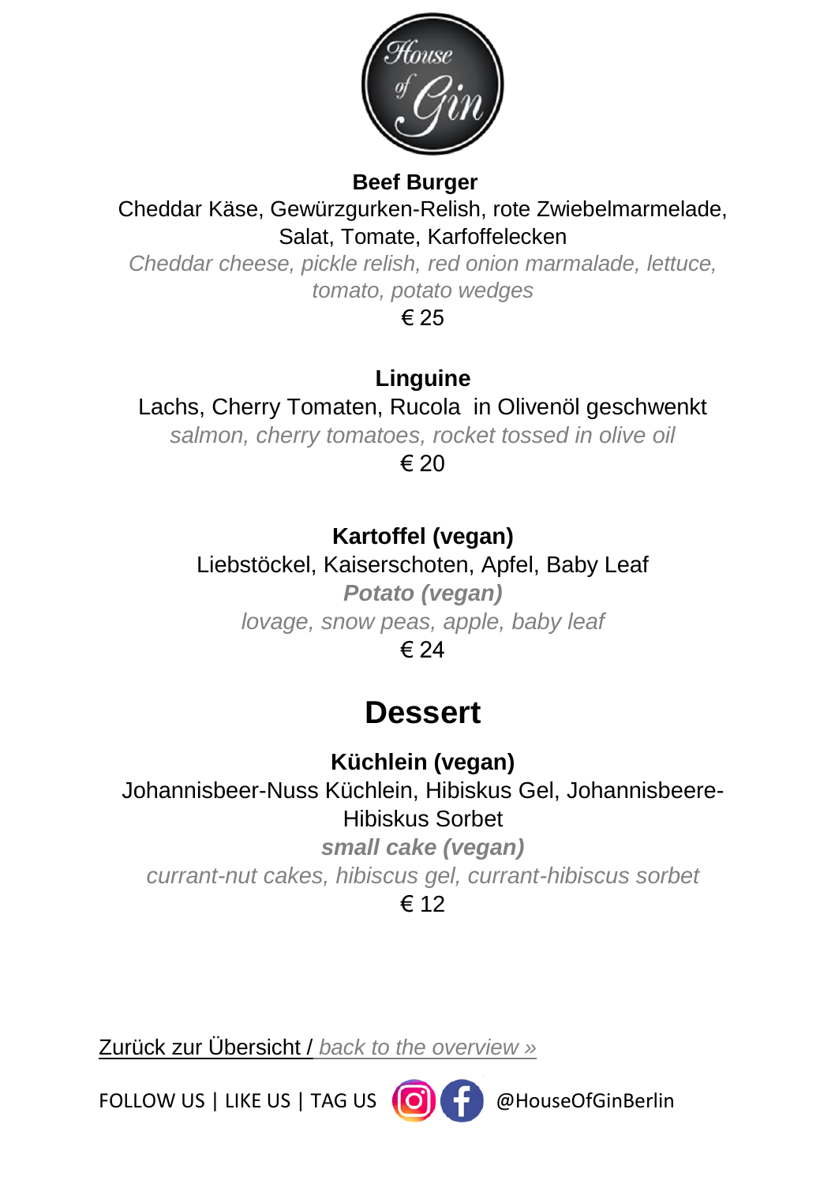**Beef Burger**

Cheddar Käse, Gewürzgurken-Relish, rote Zwiebelmarmelade, Salat, Tomate, Karfoffelecken

*Cheddar cheese, pickle relish, red onion marmalade, lettuce, tomato, potato wedges*

€ 25

**Linguine**

Lachs, Cherry Tomaten, Rucola  in Olivenöl geschwenkt

*salmon, cherry tomatoes, rocket tossed in olive oil*

€ 20

**Kartoffel (vegan)**

Liebstöckel, Kaiserschoten, Apfel, Baby Leaf

***Potato (vegan)***

*lovage, snow peas, apple, baby leaf*

€ 24

## Dessert

**Küchlein (vegan)**

Johannisbeer-Nuss Küchlein, Hibiskus Gel, Johannisbeere-Hibiskus Sorbet

***small cake (vegan)***

*currant-nut cakes, hibiscus gel, currant-hibiscus sorbet*

€ 12

Zurück zur Übersicht / *back to the overview »*

FOLLOW US | LIKE US | TAG US @HouseOfGinBerlin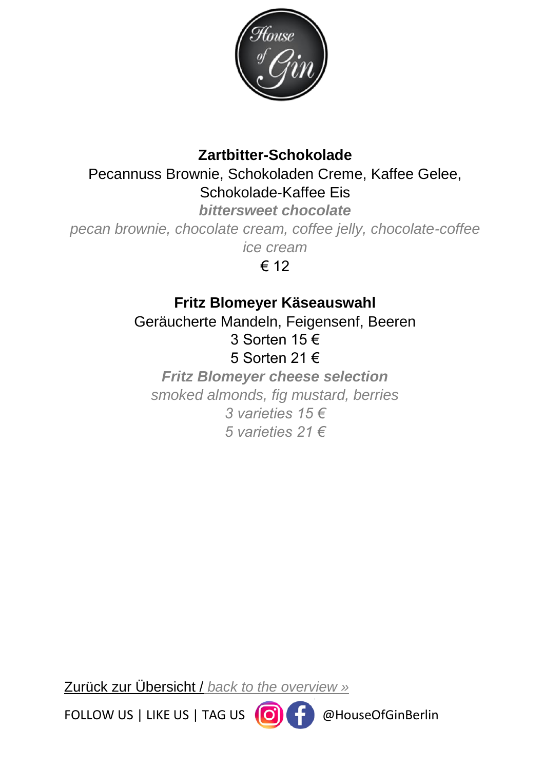**Zartbitter-Schokolade**

Pecannuss Brownie, Schokoladen Creme, Kaffee Gelee, Schokolade-Kaffee Eis

***bittersweet chocolate***

*pecan brownie, chocolate cream, coffee jelly, chocolate-coffee ice cream*

€ 12

**Fritz Blomeyer Käseauswahl**

Geräucherte Mandeln, Feigensenf, Beeren

3 Sorten 15 €

5 Sorten 21 €

***Fritz Blomeyer cheese selection***

*smoked almonds, fig mustard, berries*

*3 varieties 15 €*

*5 varieties 21 €*

Zurück zur Übersicht / *back to the overview »*

FOLLOW US | LIKE US | TAG US @HouseOfGinBerlin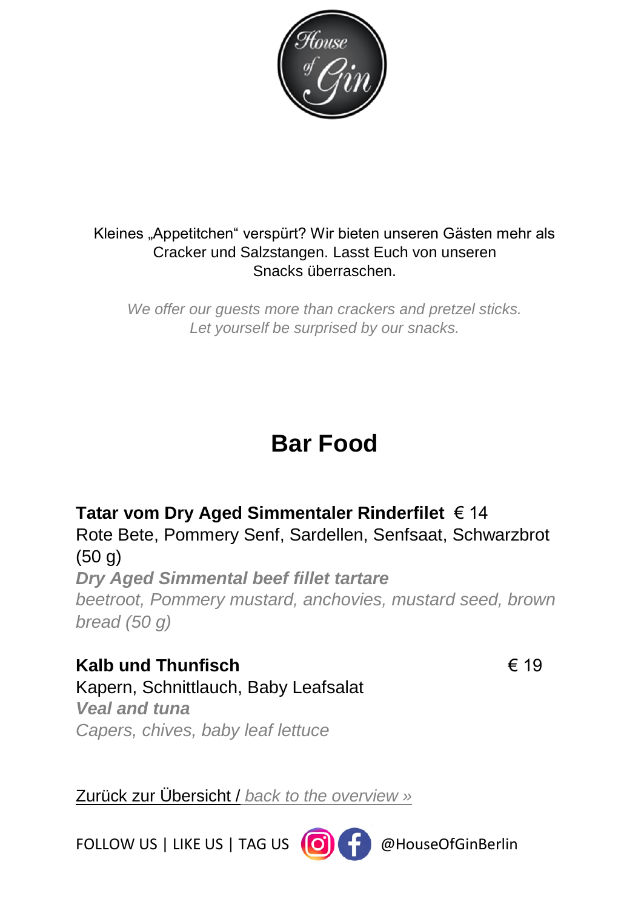Kleines „Appetitchen" verspürt? Wir bieten unseren Gästen mehr als Cracker und Salzstangen. Lasst Euch von unseren Snacks überraschen.

*We offer our guests more than crackers and pretzel sticks. Let yourself be surprised by our snacks.*

# Bar Food

**Tatar vom Dry Aged Simmentaler Rinderfilet** € 14
Rote Bete, Pommery Senf, Sardellen, Senfsaat, Schwarzbrot (50 g)
***Dry Aged Simmental beef fillet tartare***
*beetroot, Pommery mustard, anchovies, mustard seed, brown bread (50 g)*

**Kalb und Thunfisch** € 19
Kapern, Schnittlauch, Baby Leafsalat
***Veal and tuna***
*Capers, chives, baby leaf lettuce*

Zurück zur Übersicht / *back to the overview »*

FOLLOW US | LIKE US | TAG US @HouseOfGinBerlin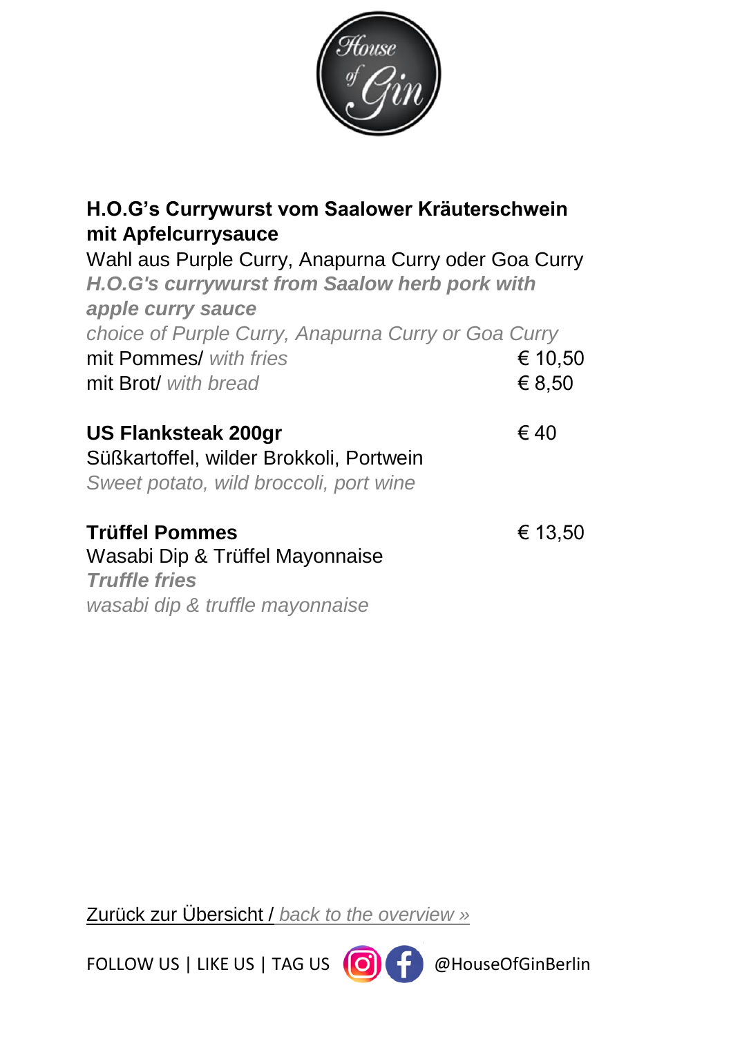**H.O.G's Currywurst vom Saalower Kräuterschwein mit Apfelcurrysauce**
Wahl aus Purple Curry, Anapurna Curry oder Goa Curry
***H.O.G's currywurst from Saalow herb pork with apple curry sauce***
*choice of Purple Curry, Anapurna Curry or Goa Curry*

| | |
|---|---|
| mit Pommes/ *with fries* | € 10,50 |
| mit Brot/ *with bread* | € 8,50 |

**US Flanksteak 200gr** — € 40
Süßkartoffel, wilder Brokkoli, Portwein
*Sweet potato, wild broccoli, port wine*

**Trüffel Pommes** — € 13,50
Wasabi Dip & Trüffel Mayonnaise
***Truffle fries***
*wasabi dip & truffle mayonnaise*

Zurück zur Übersicht / *back to the overview »*

FOLLOW US | LIKE US | TAG US @HouseOfGinBerlin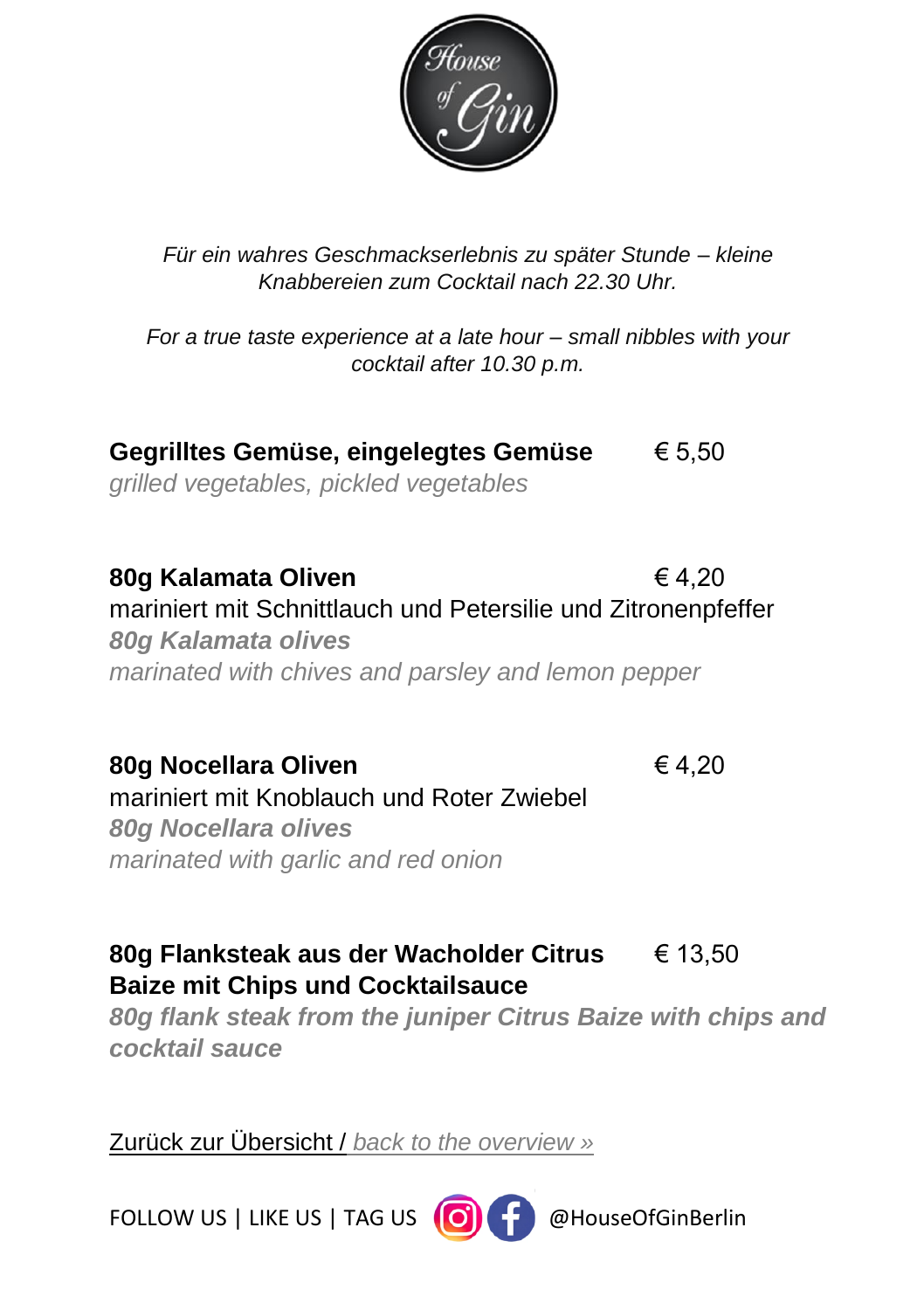House of Gin

*Für ein wahres Geschmackserlebnis zu später Stunde – kleine Knabbereien zum Cocktail nach 22.30 Uhr.*

*For a true taste experience at a late hour – small nibbles with your cocktail after 10.30 p.m.*

**Gegrilltes Gemüse, eingelegtes Gemüse** € 5,50
*grilled vegetables, pickled vegetables*

**80g Kalamata Oliven** € 4,20
mariniert mit Schnittlauch und Petersilie und Zitronenpfeffer
***80g Kalamata olives***
*marinated with chives and parsley and lemon pepper*

**80g Nocellara Oliven** € 4,20
mariniert mit Knoblauch und Roter Zwiebel
***80g Nocellara olives***
*marinated with garlic and red onion*

**80g Flanksteak aus der Wacholder Citrus Baize mit Chips und Cocktailsauce** € 13,50
***80g flank steak from the juniper Citrus Baize with chips and cocktail sauce***

Zurück zur Übersicht / *back to the overview »*

FOLLOW US | LIKE US | TAG US @HouseOfGinBerlin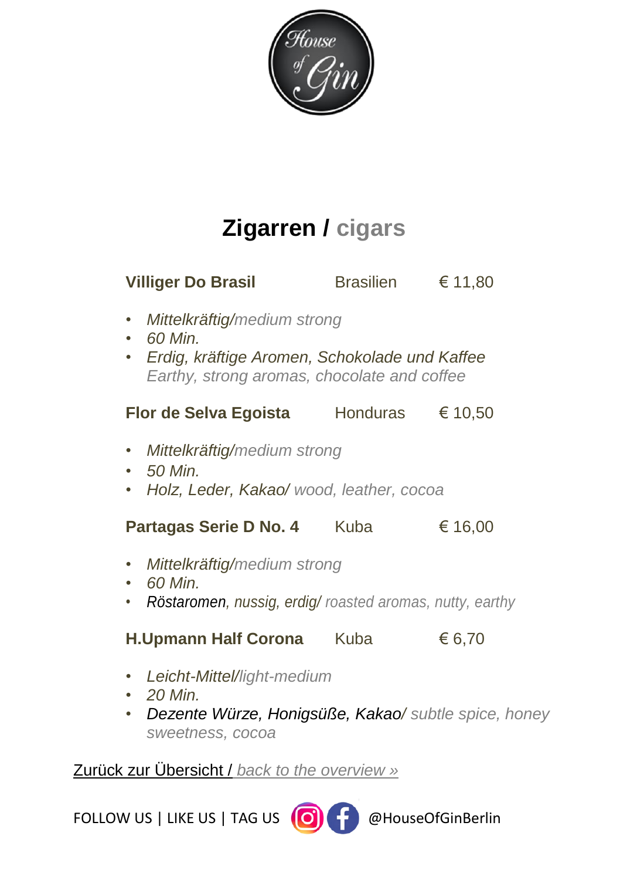House of Gin

# Zigarren / cigars

**Villiger Do Brasil** Brasilien € 11,80

- *Mittelkräftig/medium strong*
- *60 Min.*
- *Erdig, kräftige Aromen, Schokolade und Kaffee*
  *Earthy, strong aromas, chocolate and coffee*

**Flor de Selva Egoista** Honduras € 10,50

- *Mittelkräftig/medium strong*
- *50 Min.*
- *Holz, Leder, Kakao/ wood, leather, cocoa*

**Partagas Serie D No. 4** Kuba € 16,00

- *Mittelkräftig/medium strong*
- *60 Min.*
- *Röstaromen, nussig, erdig/ roasted aromas, nutty, earthy*

**H.Upmann Half Corona** Kuba € 6,70

- *Leicht-Mittel/light-medium*
- *20 Min.*
- *Dezente Würze, Honigsüße, Kakao/ subtle spice, honey sweetness, cocoa*

Zurück zur Übersicht / *back to the overview »*

FOLLOW US | LIKE US | TAG US @HouseOfGinBerlin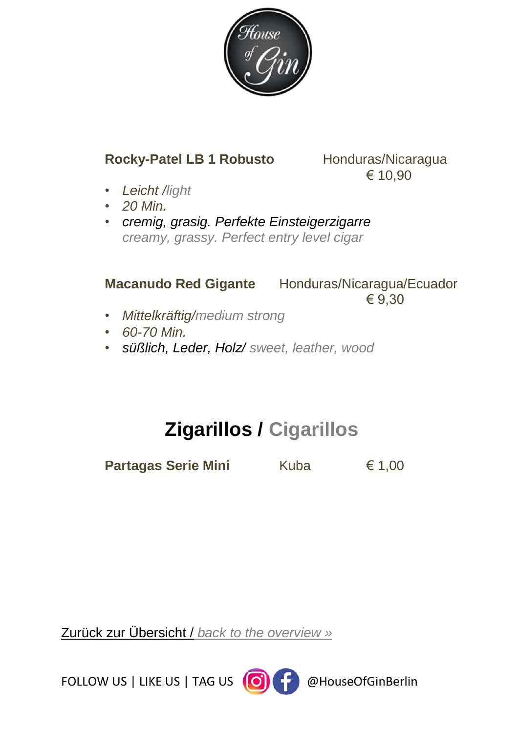**Rocky-Patel LB 1 Robusto** Honduras/Nicaragua
€ 10,90

- *Leicht /light*
- *20 Min.*
- *cremig, grasig. Perfekte Einsteigerzigarre*
  *creamy, grassy. Perfect entry level cigar*

**Macanudo Red Gigante** Honduras/Nicaragua/Ecuador
€ 9,30

- *Mittelkräftig/medium strong*
- *60-70 Min.*
- *süßlich, Leder, Holz/ sweet, leather, wood*

## Zigarillos / Cigarillos

**Partagas Serie Mini** Kuba € 1,00

Zurück zur Übersicht / *back to the overview »*

FOLLOW US | LIKE US | TAG US @HouseOfGinBerlin